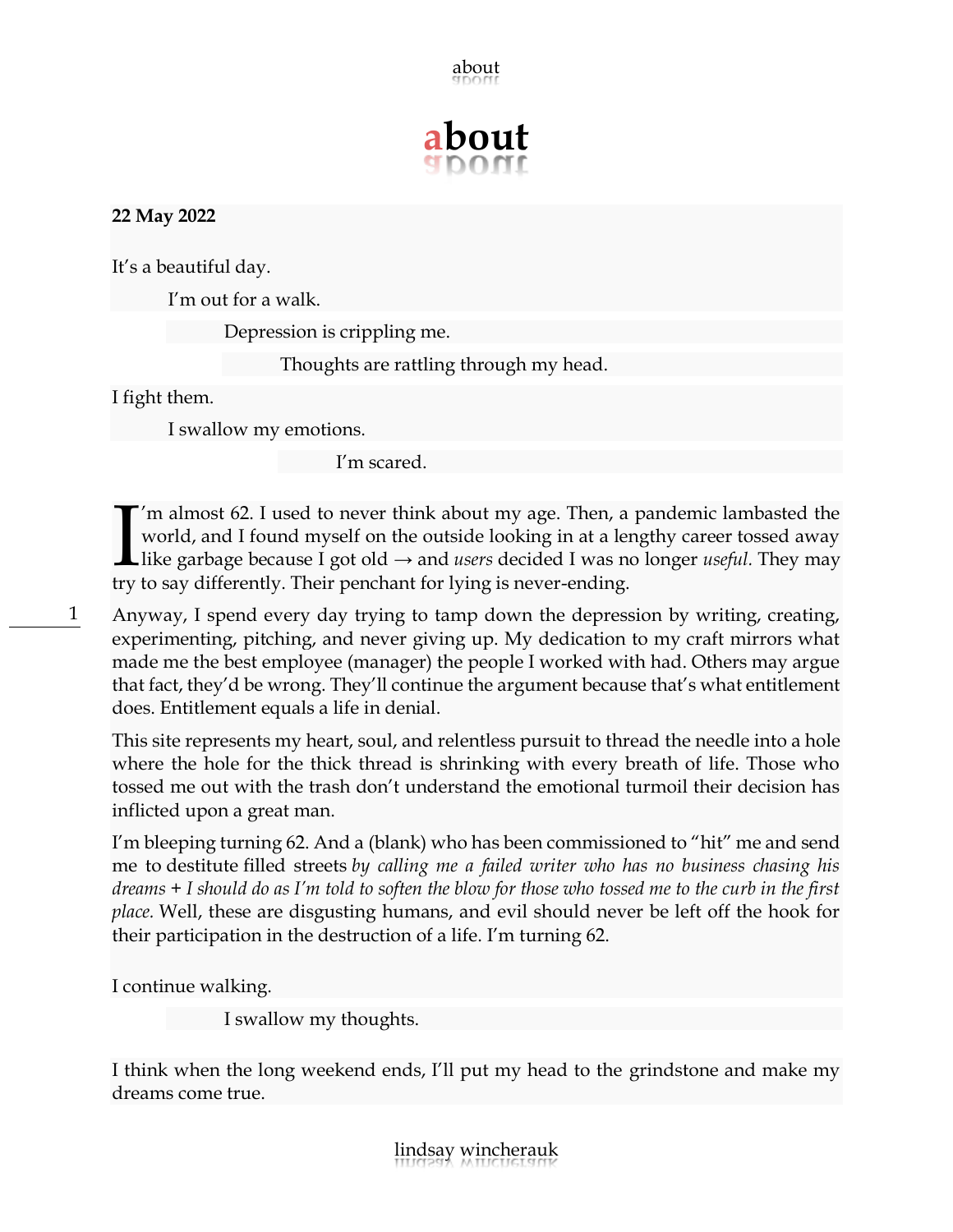# about

**22 May 2022**

It's a beautiful day.

I'm out for a walk.

Depression is crippling me.

Thoughts are rattling through my head.

I fight them.

I swallow my emotions.

I'm scared.

I'm almost 62. I used to never think about my age. Then, a pandemic lambasted the world, and I found myself on the outside looking in at a lengthy career tossed away like garbage because I got old → and *users* decided I was no longer *useful*. They may try to say differently. Their penchant for lying is never-ending.

Anyway, I spend every day trying to tamp down the depression by writing, creating, experimenting, pitching, and never giving up. My dedication to my craft mirrors what made me the best employee (manager) the people I worked with had. Others may argue that fact, they'd be wrong. They'll continue the argument because that's what entitlement does. Entitlement equals a life in denial.

This site represents my heart, soul, and relentless pursuit to thread the needle into a hole where the hole for the thick thread is shrinking with every breath of life. Those who tossed me out with the trash don't understand the emotional turmoil their decision has inflicted upon a great man.

I'm bleeping turning 62. And a (blank) who has been commissioned to "hit" me and send me to destitute filled streets *by calling me a failed writer who has no business chasing his dreams* + *I should do as I'm told to soften the blow for those who tossed me to the curb in the first place.* Well, these are disgusting humans, and evil should never be left off the hook for their participation in the destruction of a life. I'm turning 62.

I continue walking.

I swallow my thoughts.

I think when the long weekend ends, I'll put my head to the grindstone and make my dreams come true.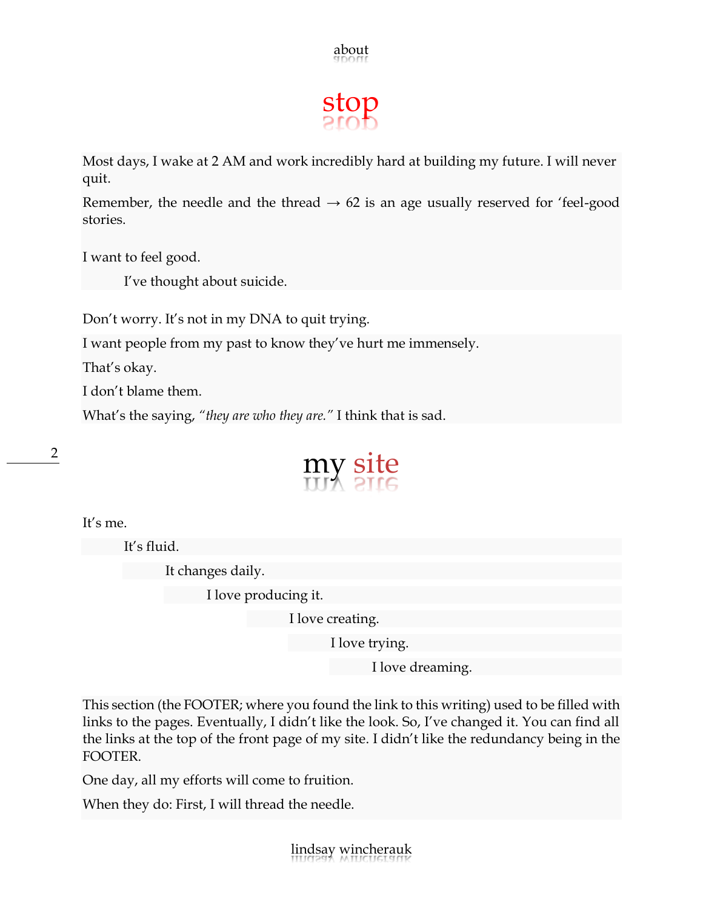# stop

Most days, I wake at 2 AM and work incredibly hard at building my future. I will never quit.

Remember, the needle and the thread → 62 is an age usually reserved for 'feel-good stories.

I want to feel good.

I've thought about suicide.

Don't worry. It's not in my DNA to quit trying.

I want people from my past to know they've hurt me immensely.

That's okay.

I don't blame them.

What's the saying, *"they are who they are."* I think that is sad.

# my site

It's me.

It's fluid.

It changes daily.

I love producing it.

I love creating.

I love trying.

I love dreaming.

This section (the FOOTER; where you found the link to this writing) used to be filled with links to the pages. Eventually, I didn't like the look. So, I've changed it. You can find all the links at the top of the front page of my site. I didn't like the redundancy being in the FOOTER.

One day, all my efforts will come to fruition.

When they do: First, I will thread the needle.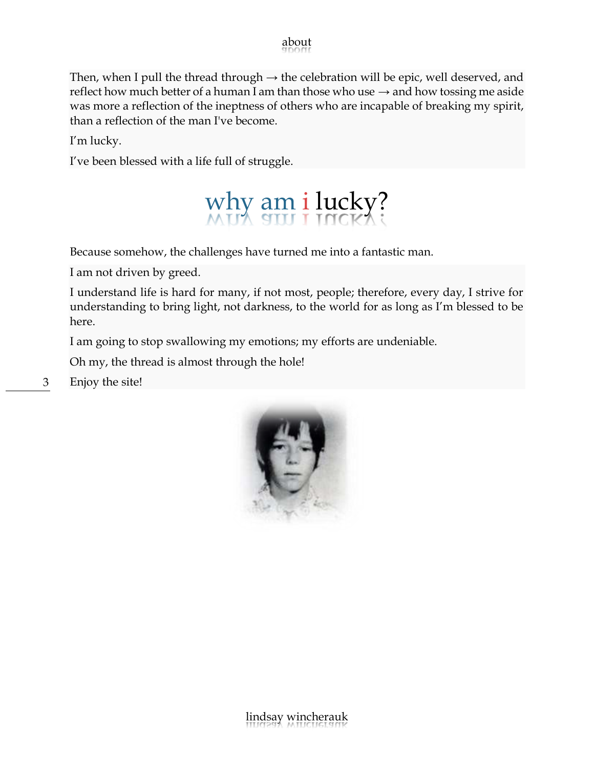Then, when I pull the thread through → the celebration will be epic, well deserved, and reflect how much better of a human I am than those who use → and how tossing me aside was more a reflection of the ineptness of others who are incapable of breaking my spirit, than a reflection of the man I've become.

I'm lucky.

I've been blessed with a life full of struggle.

# why am i lucky?

Because somehow, the challenges have turned me into a fantastic man.

I am not driven by greed.

I understand life is hard for many, if not most, people; therefore, every day, I strive for understanding to bring light, not darkness, to the world for as long as I'm blessed to be here.

I am going to stop swallowing my emotions; my efforts are undeniable.

Oh my, the thread is almost through the hole!

Enjoy the site!